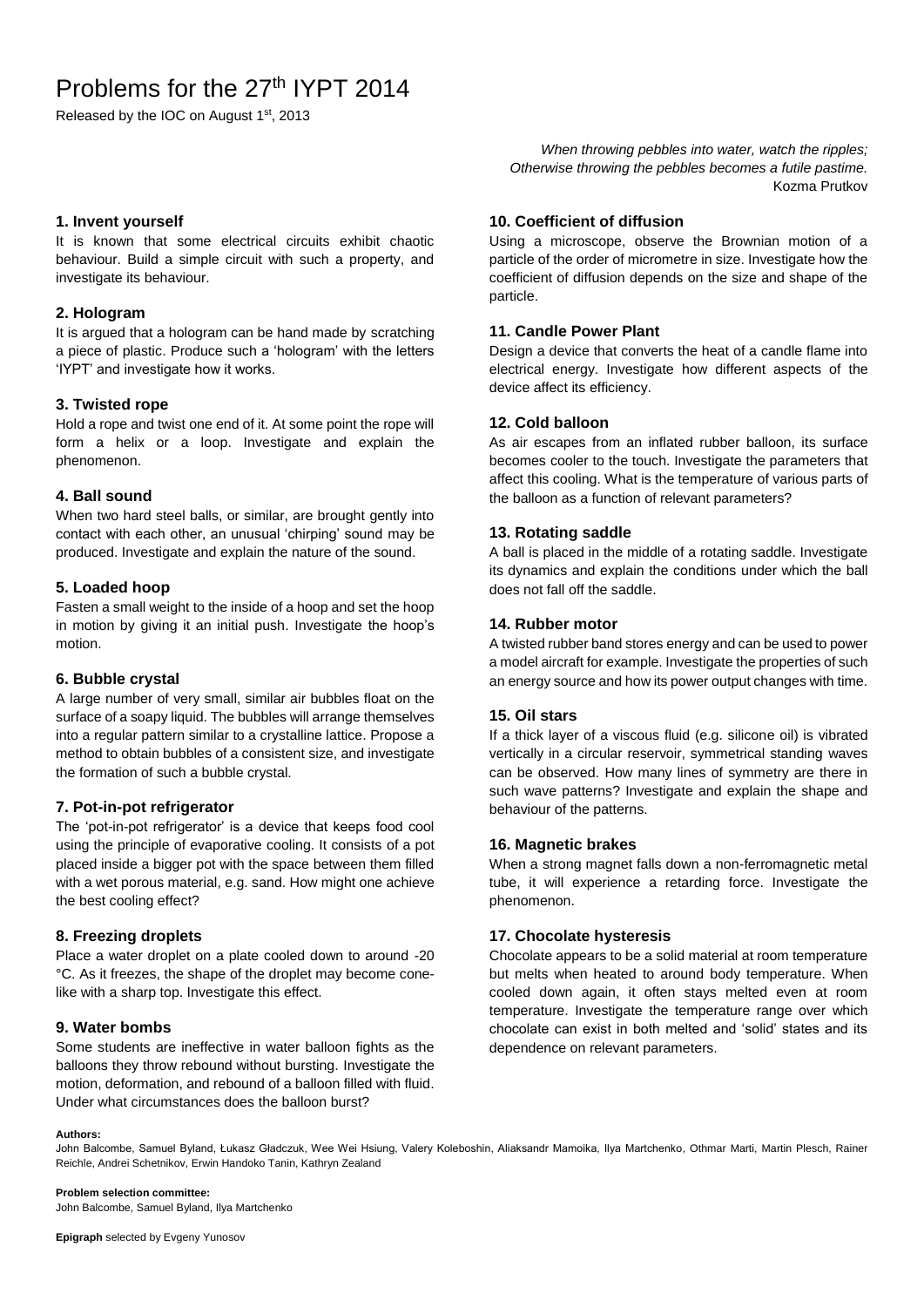# Problems for the 27th IYPT 2014

Released by the IOC on August 1st, 2013

*When throwing pebbles into water, watch the ripples;*
*Otherwise throwing the pebbles becomes a futile pastime.*
Kozma Prutkov

### 1. Invent yourself

It is known that some electrical circuits exhibit chaotic behaviour. Build a simple circuit with such a property, and investigate its behaviour.

### 2. Hologram

It is argued that a hologram can be hand made by scratching a piece of plastic. Produce such a 'hologram' with the letters 'IYPT' and investigate how it works.

### 3. Twisted rope

Hold a rope and twist one end of it. At some point the rope will form a helix or a loop. Investigate and explain the phenomenon.

### 4. Ball sound

When two hard steel balls, or similar, are brought gently into contact with each other, an unusual 'chirping' sound may be produced. Investigate and explain the nature of the sound.

### 5. Loaded hoop

Fasten a small weight to the inside of a hoop and set the hoop in motion by giving it an initial push. Investigate the hoop's motion.

### 6. Bubble crystal

A large number of very small, similar air bubbles float on the surface of a soapy liquid. The bubbles will arrange themselves into a regular pattern similar to a crystalline lattice. Propose a method to obtain bubbles of a consistent size, and investigate the formation of such a bubble crystal.

### 7. Pot-in-pot refrigerator

The 'pot-in-pot refrigerator' is a device that keeps food cool using the principle of evaporative cooling. It consists of a pot placed inside a bigger pot with the space between them filled with a wet porous material, e.g. sand. How might one achieve the best cooling effect?

### 8. Freezing droplets

Place a water droplet on a plate cooled down to around -20 °C. As it freezes, the shape of the droplet may become cone-like with a sharp top. Investigate this effect.

### 9. Water bombs

Some students are ineffective in water balloon fights as the balloons they throw rebound without bursting. Investigate the motion, deformation, and rebound of a balloon filled with fluid. Under what circumstances does the balloon burst?

### 10. Coefficient of diffusion

Using a microscope, observe the Brownian motion of a particle of the order of micrometre in size. Investigate how the coefficient of diffusion depends on the size and shape of the particle.

### 11. Candle Power Plant

Design a device that converts the heat of a candle flame into electrical energy. Investigate how different aspects of the device affect its efficiency.

### 12. Cold balloon

As air escapes from an inflated rubber balloon, its surface becomes cooler to the touch. Investigate the parameters that affect this cooling. What is the temperature of various parts of the balloon as a function of relevant parameters?

### 13. Rotating saddle

A ball is placed in the middle of a rotating saddle. Investigate its dynamics and explain the conditions under which the ball does not fall off the saddle.

### 14. Rubber motor

A twisted rubber band stores energy and can be used to power a model aircraft for example. Investigate the properties of such an energy source and how its power output changes with time.

### 15. Oil stars

If a thick layer of a viscous fluid (e.g. silicone oil) is vibrated vertically in a circular reservoir, symmetrical standing waves can be observed. How many lines of symmetry are there in such wave patterns? Investigate and explain the shape and behaviour of the patterns.

### 16. Magnetic brakes

When a strong magnet falls down a non-ferromagnetic metal tube, it will experience a retarding force. Investigate the phenomenon.

### 17. Chocolate hysteresis

Chocolate appears to be a solid material at room temperature but melts when heated to around body temperature. When cooled down again, it often stays melted even at room temperature. Investigate the temperature range over which chocolate can exist in both melted and 'solid' states and its dependence on relevant parameters.

**Authors:**
John Balcombe, Samuel Byland, Łukasz Gładczuk, Wee Wei Hsiung, Valery Koleboshin, Aliaksandr Mamoika, Ilya Martchenko, Othmar Marti, Martin Plesch, Rainer Reichle, Andrei Schetnikov, Erwin Handoko Tanin, Kathryn Zealand

**Problem selection committee:**
John Balcombe, Samuel Byland, Ilya Martchenko

**Epigraph** selected by Evgeny Yunosov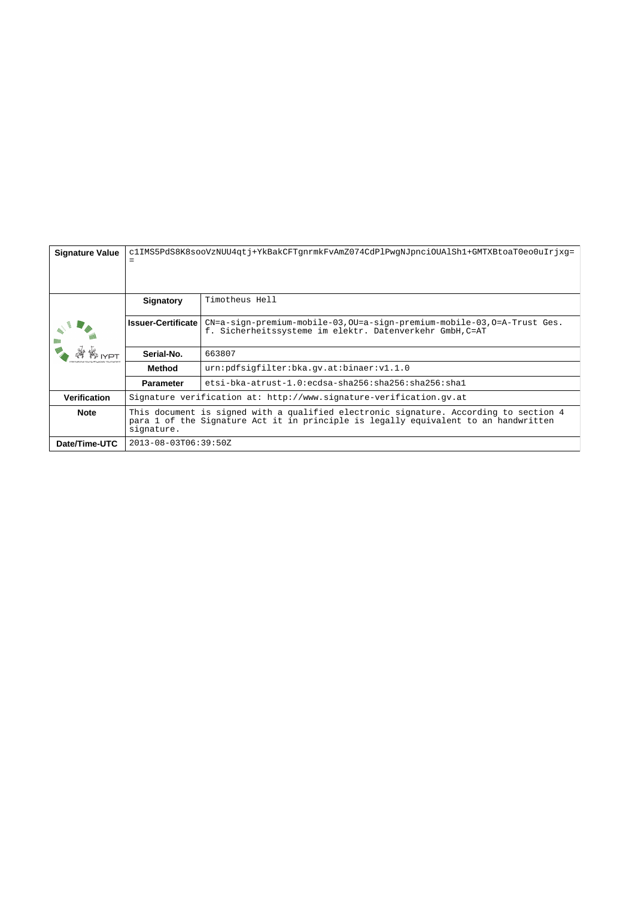| | | |
|---|---|---|
| **Signature Value** | c1IMS5PdS8K8sooVzNUU4qtj+YkBakCFTgnrmkFvAmZ074CdPlPwgNJpnciOUAlSh1+GMTXBtoaT0eo0uIrjxg== | |
| | **Signatory** | Timotheus Hell |
| | **Issuer-Certificate** | CN=a-sign-premium-mobile-03,OU=a-sign-premium-mobile-03,O=A-Trust Ges. f. Sicherheitssysteme im elektr. Datenverkehr GmbH,C=AT |
| | **Serial-No.** | 663807 |
| | **Method** | urn:pdfsigfilter:bka.gv.at:binaer:v1.1.0 |
| | **Parameter** | etsi-bka-atrust-1.0:ecdsa-sha256:sha256:sha256:sha1 |
| **Verification** | Signature verification at: http://www.signature-verification.gv.at | |
| **Note** | This document is signed with a qualified electronic signature. According to section 4 para 1 of the Signature Act it in principle is legally equivalent to an handwritten signature. | |
| **Date/Time-UTC** | 2013-08-03T06:39:50Z | |